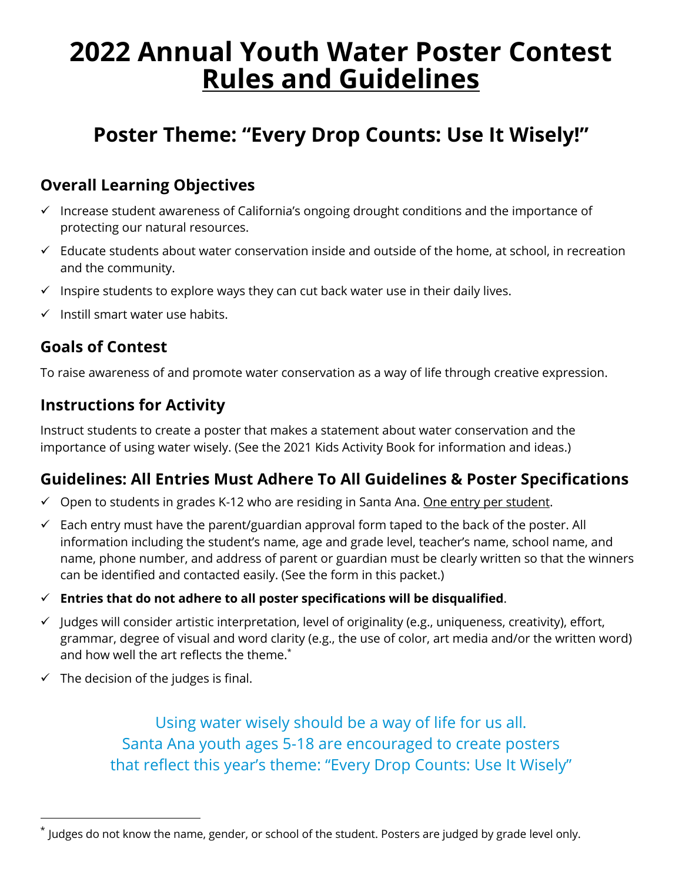# 2022 Annual Youth Water Poster Contest Rules and Guidelines

## Poster Theme: "Every Drop Counts: Use It Wisely!"

### Overall Learning Objectives

- ✓ Increase student awareness of California's ongoing drought conditions and the importance of protecting our natural resources.
- ✓ Educate students about water conservation inside and outside of the home, at school, in recreation and the community.
- ✓ Inspire students to explore ways they can cut back water use in their daily lives.
- ✓ Instill smart water use habits.

### Goals of Contest

To raise awareness of and promote water conservation as a way of life through creative expression.

### Instructions for Activity

Instruct students to create a poster that makes a statement about water conservation and the importance of using water wisely. (See the 2021 Kids Activity Book for information and ideas.)

### Guidelines: All Entries Must Adhere To All Guidelines & Poster Specifications

- ✓ Open to students in grades K-12 who are residing in Santa Ana. One entry per student.
- ✓ Each entry must have the parent/guardian approval form taped to the back of the poster. All information including the student's name, age and grade level, teacher's name, school name, and name, phone number, and address of parent or guardian must be clearly written so that the winners can be identified and contacted easily. (See the form in this packet.)
- ✓ **Entries that do not adhere to all poster specifications will be disqualified**.
- ✓ Judges will consider artistic interpretation, level of originality (e.g., uniqueness, creativity), effort, grammar, degree of visual and word clarity (e.g., the use of color, art media and/or the written word) and how well the art reflects the theme.[*]
- ✓ The decision of the judges is final.

Using water wisely should be a way of life for us all.
Santa Ana youth ages 5-18 are encouraged to create posters
that reflect this year's theme: "Every Drop Counts: Use It Wisely"

---

[*] Judges do not know the name, gender, or school of the student. Posters are judged by grade level only.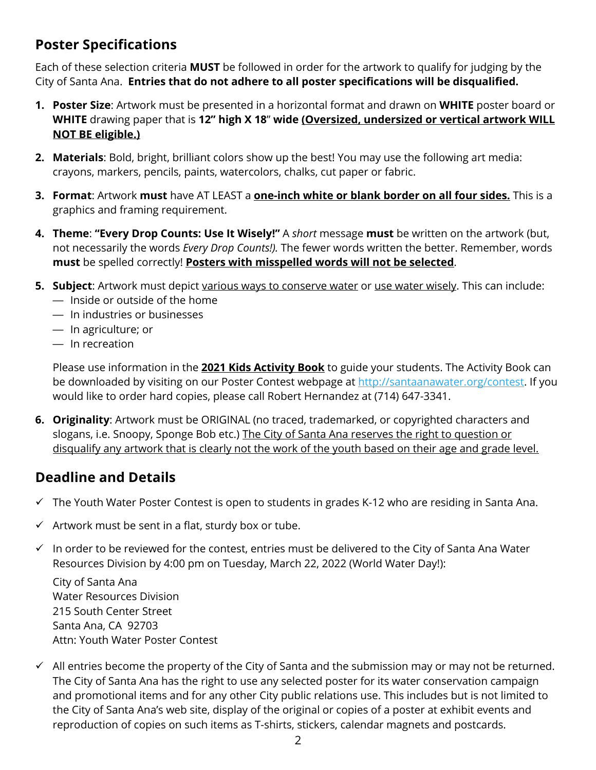## Poster Specifications

Each of these selection criteria **MUST** be followed in order for the artwork to qualify for judging by the City of Santa Ana. **Entries that do not adhere to all poster specifications will be disqualified.**

1. **Poster Size**: Artwork must be presented in a horizontal format and drawn on **WHITE** poster board or **WHITE** drawing paper that is **12" high X 18" wide** <u>**(Oversized, undersized or vertical artwork WILL NOT BE eligible.)**</u>
2. **Materials**: Bold, bright, brilliant colors show up the best! You may use the following art media: crayons, markers, pencils, paints, watercolors, chalks, cut paper or fabric.
3. **Format**: Artwork **must** have AT LEAST a <u>**one-inch white or blank border on all four sides.**</u> This is a graphics and framing requirement.
4. **Theme**: **"Every Drop Counts: Use It Wisely!"** A *short* message **must** be written on the artwork (but, not necessarily the words *Every Drop Counts!).* The fewer words written the better. Remember, words **must** be spelled correctly! <u>**Posters with misspelled words will not be selected**</u>.
5. **Subject**: Artwork must depict <u>various ways to conserve water</u> or <u>use water wisely</u>. This can include:
   - Inside or outside of the home
   - In industries or businesses
   - In agriculture; or
   - In recreation

   Please use information in the <u>**2021 Kids Activity Book**</u> to guide your students. The Activity Book can be downloaded by visiting on our Poster Contest webpage at http://santaanawater.org/contest. If you would like to order hard copies, please call Robert Hernandez at (714) 647-3341.
6. **Originality**: Artwork must be ORIGINAL (no traced, trademarked, or copyrighted characters and slogans, i.e. Snoopy, Sponge Bob etc.) <u>The City of Santa Ana reserves the right to question or disqualify any artwork that is clearly not the work of the youth based on their age and grade level.</u>

## Deadline and Details

- ✓ The Youth Water Poster Contest is open to students in grades K-12 who are residing in Santa Ana.
- ✓ Artwork must be sent in a flat, sturdy box or tube.
- ✓ In order to be reviewed for the contest, entries must be delivered to the City of Santa Ana Water Resources Division by 4:00 pm on Tuesday, March 22, 2022 (World Water Day!):

  City of Santa Ana
  Water Resources Division
  215 South Center Street
  Santa Ana, CA 92703
  Attn: Youth Water Poster Contest

- ✓ All entries become the property of the City of Santa and the submission may or may not be returned. The City of Santa Ana has the right to use any selected poster for its water conservation campaign and promotional items and for any other City public relations use. This includes but is not limited to the City of Santa Ana's web site, display of the original or copies of a poster at exhibit events and reproduction of copies on such items as T-shirts, stickers, calendar magnets and postcards.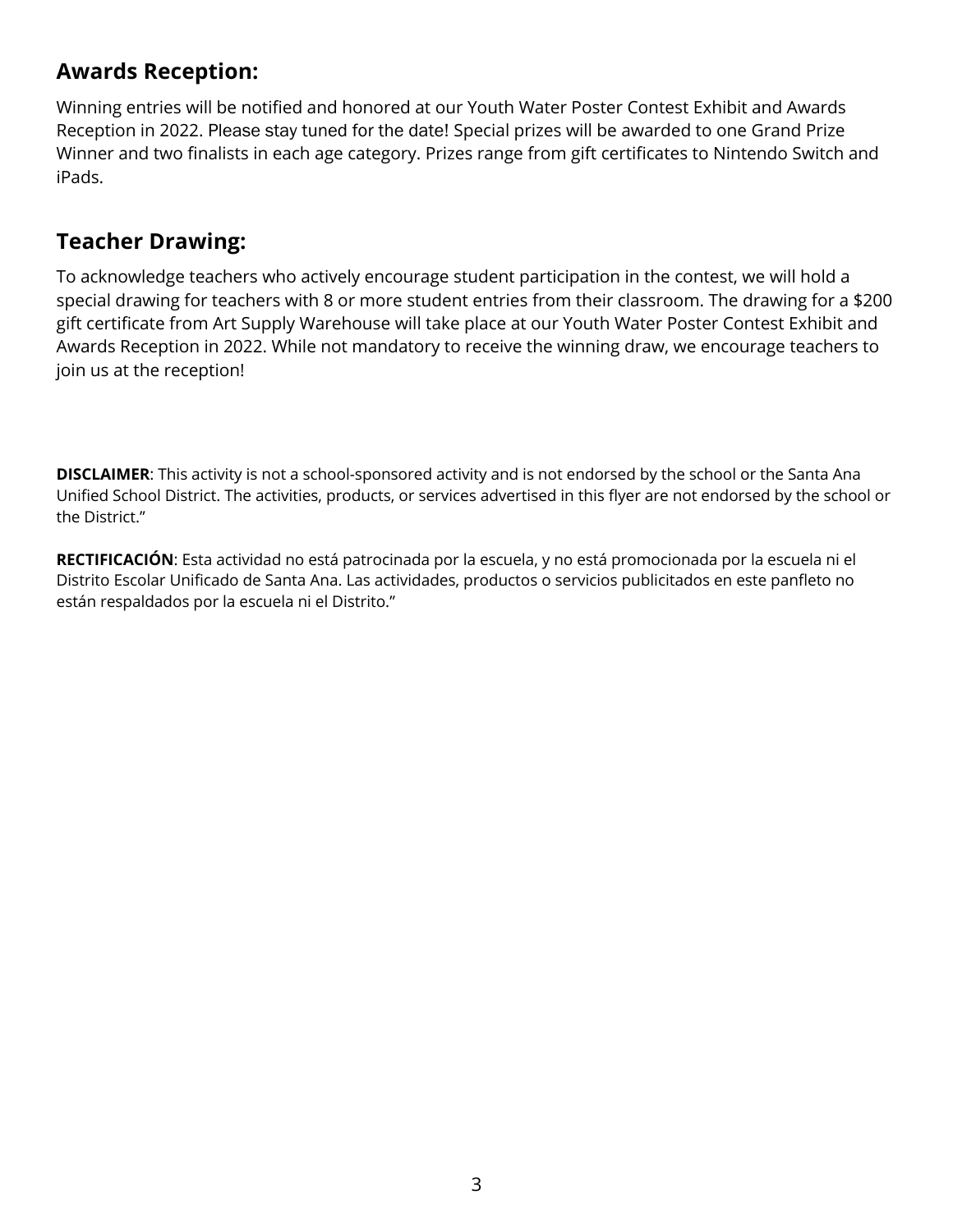## Awards Reception:

Winning entries will be notified and honored at our Youth Water Poster Contest Exhibit and Awards Reception in 2022. Please stay tuned for the date! Special prizes will be awarded to one Grand Prize Winner and two finalists in each age category. Prizes range from gift certificates to Nintendo Switch and iPads.

## Teacher Drawing:

To acknowledge teachers who actively encourage student participation in the contest, we will hold a special drawing for teachers with 8 or more student entries from their classroom. The drawing for a $200 gift certificate from Art Supply Warehouse will take place at our Youth Water Poster Contest Exhibit and Awards Reception in 2022. While not mandatory to receive the winning draw, we encourage teachers to join us at the reception!

**DISCLAIMER**: This activity is not a school-sponsored activity and is not endorsed by the school or the Santa Ana Unified School District. The activities, products, or services advertised in this flyer are not endorsed by the school or the District."

**RECTIFICACIÓN**: Esta actividad no está patrocinada por la escuela, y no está promocionada por la escuela ni el Distrito Escolar Unificado de Santa Ana. Las actividades, productos o servicios publicitados en este panfleto no están respaldados por la escuela ni el Distrito."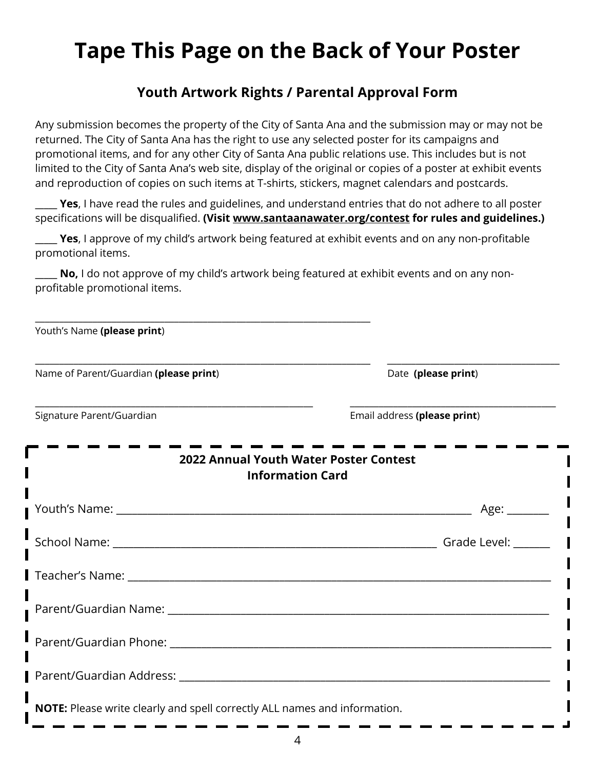# Tape This Page on the Back of Your Poster

## Youth Artwork Rights / Parental Approval Form

Any submission becomes the property of the City of Santa Ana and the submission may or may not be returned. The City of Santa Ana has the right to use any selected poster for its campaigns and promotional items, and for any other City of Santa Ana public relations use. This includes but is not limited to the City of Santa Ana's web site, display of the original or copies of a poster at exhibit events and reproduction of copies on such items at T-shirts, stickers, magnet calendars and postcards.

_____ **Yes**, I have read the rules and guidelines, and understand entries that do not adhere to all poster specifications will be disqualified. **(Visit www.santaanawater.org/contest for rules and guidelines.)**

_____ **Yes**, I approve of my child's artwork being featured at exhibit events and on any non-profitable promotional items.

_____ **No,** I do not approve of my child's artwork being featured at exhibit events and on any non-profitable promotional items.

______________________________________________________________
Youth's Name **(please print)**

______________________________________________________________ ________________________________
Name of Parent/Guardian **(please print)** Date **(please print)**

______________________________________________________ ______________________________________
Signature Parent/Guardian Email address **(please print)**

---

**2022 Annual Youth Water Poster Contest**
**Information Card**

Youth's Name: ______________________________________________________ Age: _______

School Name: __________________________________________________ Grade Level: ______

Teacher's Name: ___________________________________________________________________

Parent/Guardian Name: _____________________________________________________________

Parent/Guardian Phone: _____________________________________________________________

Parent/Guardian Address: ___________________________________________________________

**NOTE:** Please write clearly and spell correctly ALL names and information.